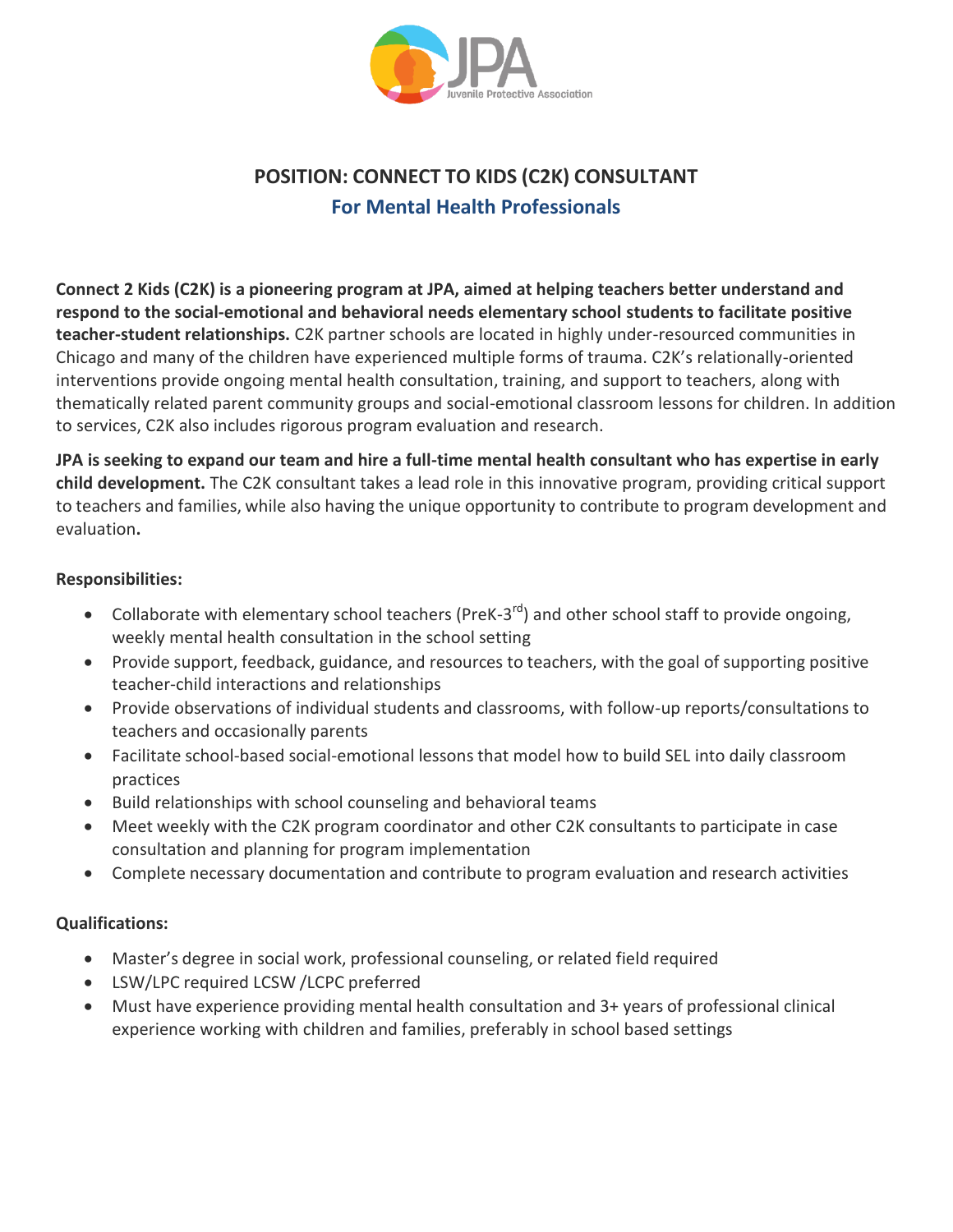JPA
Juvenile Protective Association

# POSITION: CONNECT TO KIDS (C2K) CONSULTANT

## For Mental Health Professionals

**Connect 2 Kids (C2K) is a pioneering program at JPA, aimed at helping teachers better understand and respond to the social-emotional and behavioral needs elementary school students to facilitate positive teacher-student relationships.** C2K partner schools are located in highly under-resourced communities in Chicago and many of the children have experienced multiple forms of trauma. C2K's relationally-oriented interventions provide ongoing mental health consultation, training, and support to teachers, along with thematically related parent community groups and social-emotional classroom lessons for children. In addition to services, C2K also includes rigorous program evaluation and research.

**JPA is seeking to expand our team and hire a full-time mental health consultant who has expertise in early child development.** The C2K consultant takes a lead role in this innovative program, providing critical support to teachers and families, while also having the unique opportunity to contribute to program development and evaluation**.**

**Responsibilities:**

- Collaborate with elementary school teachers (PreK-3rd) and other school staff to provide ongoing, weekly mental health consultation in the school setting
- Provide support, feedback, guidance, and resources to teachers, with the goal of supporting positive teacher-child interactions and relationships
- Provide observations of individual students and classrooms, with follow-up reports/consultations to teachers and occasionally parents
- Facilitate school-based social-emotional lessons that model how to build SEL into daily classroom practices
- Build relationships with school counseling and behavioral teams
- Meet weekly with the C2K program coordinator and other C2K consultants to participate in case consultation and planning for program implementation
- Complete necessary documentation and contribute to program evaluation and research activities

**Qualifications:**

- Master's degree in social work, professional counseling, or related field required
- LSW/LPC required LCSW /LCPC preferred
- Must have experience providing mental health consultation and 3+ years of professional clinical experience working with children and families, preferably in school based settings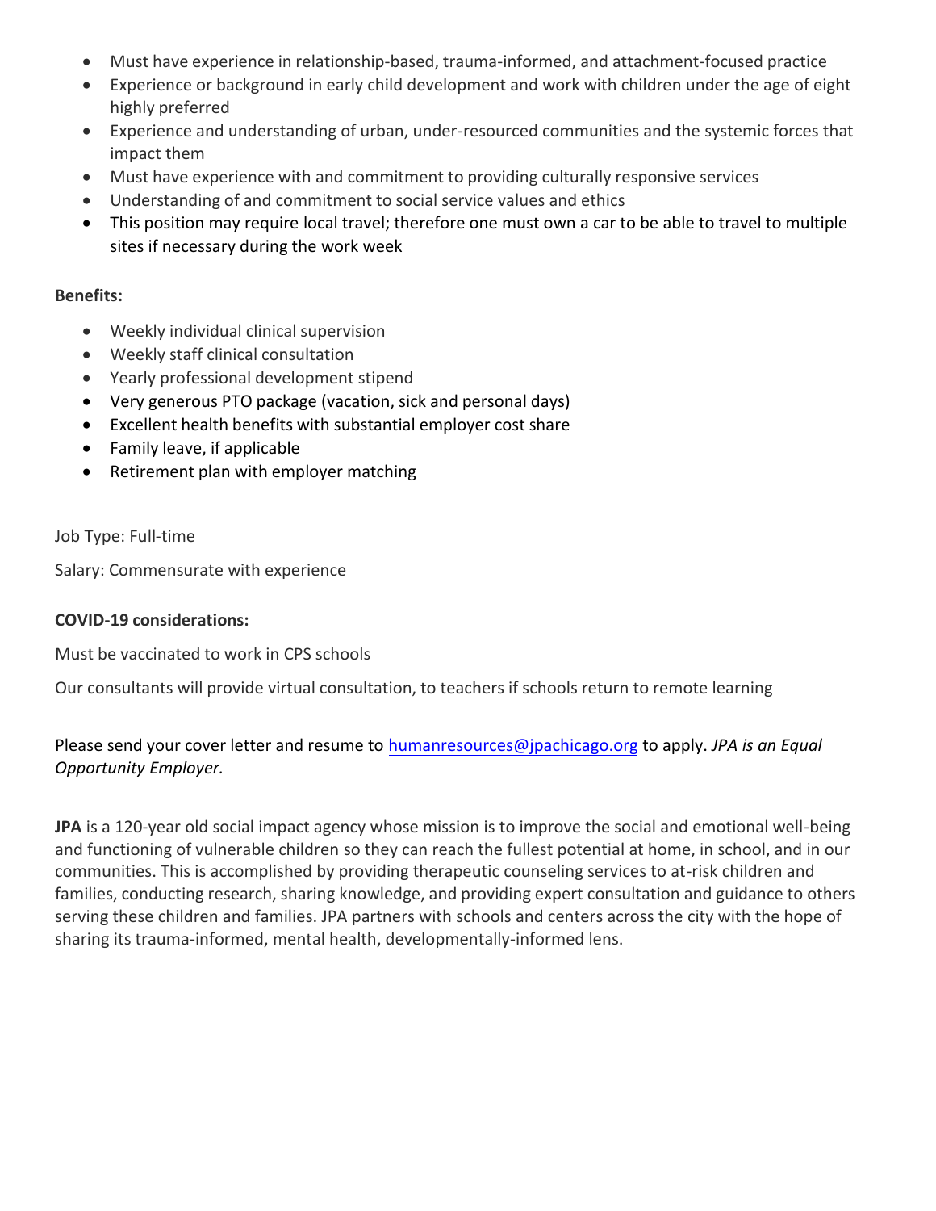- Must have experience in relationship-based, trauma-informed, and attachment-focused practice
- Experience or background in early child development and work with children under the age of eight highly preferred
- Experience and understanding of urban, under-resourced communities and the systemic forces that impact them
- Must have experience with and commitment to providing culturally responsive services
- Understanding of and commitment to social service values and ethics
- This position may require local travel; therefore one must own a car to be able to travel to multiple sites if necessary during the work week

**Benefits:**

- Weekly individual clinical supervision
- Weekly staff clinical consultation
- Yearly professional development stipend
- Very generous PTO package (vacation, sick and personal days)
- Excellent health benefits with substantial employer cost share
- Family leave, if applicable
- Retirement plan with employer matching

Job Type: Full-time

Salary: Commensurate with experience

**COVID-19 considerations:**

Must be vaccinated to work in CPS schools

Our consultants will provide virtual consultation, to teachers if schools return to remote learning

Please send your cover letter and resume to humanresources@jpachicago.org to apply. *JPA is an Equal Opportunity Employer.*

**JPA** is a 120-year old social impact agency whose mission is to improve the social and emotional well-being and functioning of vulnerable children so they can reach the fullest potential at home, in school, and in our communities. This is accomplished by providing therapeutic counseling services to at-risk children and families, conducting research, sharing knowledge, and providing expert consultation and guidance to others serving these children and families. JPA partners with schools and centers across the city with the hope of sharing its trauma-informed, mental health, developmentally-informed lens.